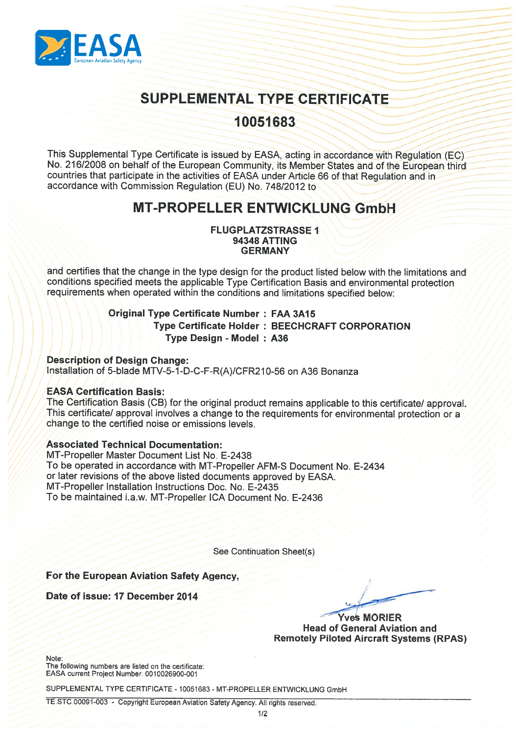EASA
European Aviation Safety Agency

# SUPPLEMENTAL TYPE CERTIFICATE

## 10051683

This Supplemental Type Certificate is issued by EASA, acting in accordance with Regulation (EC) No. 216/2008 on behalf of the European Community, its Member States and of the European third countries that participate in the activities of EASA under Article 66 of that Regulation and in accordance with Commission Regulation (EU) No. 748/2012 to

## MT-PROPELLER ENTWICKLUNG GmbH

**FLUGPLATZSTRASSE 1**
**94348 ATTING**
**GERMANY**

and certifies that the change in the type design for the product listed below with the limitations and conditions specified meets the applicable Type Certification Basis and environmental protection requirements when operated within the conditions and limitations specified below:

**Original Type Certificate Number : FAA 3A15**
**Type Certificate Holder : BEECHCRAFT CORPORATION**
**Type Design - Model : A36**

**Description of Design Change:**
Installation of 5-blade MTV-5-1-D-C-F-R(A)/CFR210-56 on A36 Bonanza

**EASA Certification Basis:**
The Certification Basis (CB) for the original product remains applicable to this certificate/ approval. This certificate/ approval involves a change to the requirements for environmental protection or a change to the certified noise or emissions levels.

**Associated Technical Documentation:**
MT-Propeller Master Document List No. E-2438
To be operated in accordance with MT-Propeller AFM-S Document No. E-2434
or later revisions of the above listed documents approved by EASA.
MT-Propeller Installation Instructions Doc. No. E-2435
To be maintained i.a.w. MT-Propeller ICA Document No. E-2436

See Continuation Sheet(s)

**For the European Aviation Safety Agency,**

**Date of issue: 17 December 2014**

**Yves MORIER**
**Head of General Aviation and Remotely Piloted Aircraft Systems (RPAS)**

Note:
The following numbers are listed on the certificate:
EASA current Project Number: 0010026900-001

SUPPLEMENTAL TYPE CERTIFICATE - 10051683 - MT-PROPELLER ENTWICKLUNG GmbH

TE.STC.00091-003 - Copyright European Aviation Safety Agency. All rights reserved.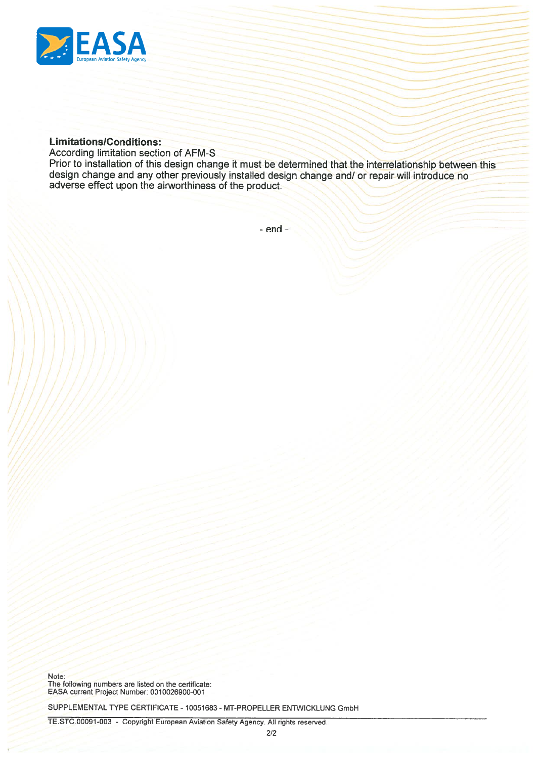**Limitations/Conditions:**

According limitation section of AFM-S

Prior to installation of this design change it must be determined that the interrelationship between this design change and any other previously installed design change and/ or repair will introduce no adverse effect upon the airworthiness of the product.

- end -

Note:
The following numbers are listed on the certificate:
EASA current Project Number: 0010026900-001

SUPPLEMENTAL TYPE CERTIFICATE - 10051683 - MT-PROPELLER ENTWICKLUNG GmbH

TE.STC.00091-003 - Copyright European Aviation Safety Agency. All rights reserved.